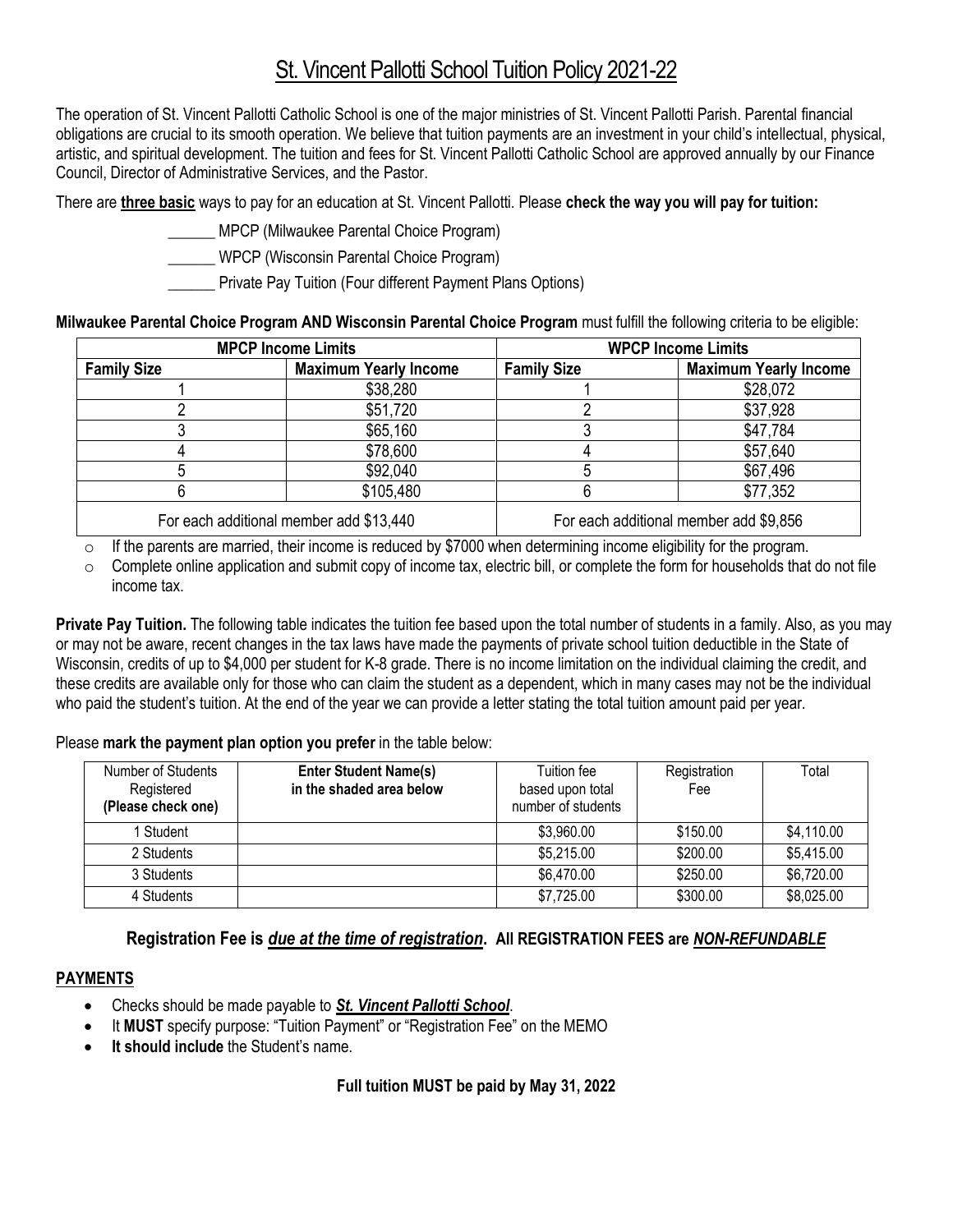// ... existing code ...
# St. Vincent Pallotti School Tuition Policy 2021-22

The operation of St. Vincent Pallotti Catholic School is one of the major ministries of St. Vincent Pallotti Parish. Parental financial obligations are crucial to its smooth operation. We believe that tuition payments are an investment in your child's intellectual, physical, artistic, and spiritual development. The tuition and fees for St. Vincent Pallotti Catholic School are approved annually by our Finance Council, Director of Administrative Services, and the Pastor.

There are **three basic** ways to pay for an education at St. Vincent Pallotti. Please **check the way you will pay for tuition:**

______ MPCP (Milwaukee Parental Choice Program)

______ WPCP (Wisconsin Parental Choice Program)

______ Private Pay Tuition (Four different Payment Plans Options)

**Milwaukee Parental Choice Program AND Wisconsin Parental Choice Program** must fulfill the following criteria to be eligible:

| MPCP Income Limits | | WPCP Income Limits | |
|---|---|---|---|
| **Family Size** | **Maximum Yearly Income** | **Family Size** | **Maximum Yearly Income** |
| 1 | $38,280 | 1 | $28,072 |
| 2 | $51,720 | 2 | $37,928 |
| 3 | $65,160 | 3 | $47,784 |
| 4 | $78,600 | 4 | $57,640 |
| 5 | $92,040 | 5 | $67,496 |
| 6 | $105,480 | 6 | $77,352 |
| For each additional member add $13,440 | | For each additional member add $9,856 | |

- If the parents are married, their income is reduced by $7000 when determining income eligibility for the program.
- Complete online application and submit copy of income tax, electric bill, or complete the form for households that do not file income tax.

**Private Pay Tuition.** The following table indicates the tuition fee based upon the total number of students in a family. Also, as you may or may not be aware, recent changes in the tax laws have made the payments of private school tuition deductible in the State of Wisconsin, credits of up to $4,000 per student for K-8 grade. There is no income limitation on the individual claiming the credit, and these credits are available only for those who can claim the student as a dependent, which in many cases may not be the individual who paid the student's tuition. At the end of the year we can provide a letter stating the total tuition amount paid per year.

Please **mark the payment plan option you prefer** in the table below:

| Number of Students Registered **(Please check one)** | **Enter Student Name(s) in the shaded area below** | Tuition fee based upon total number of students | Registration Fee | Total |
|---|---|---|---|---|
| 1 Student | | $3,960.00 | $150.00 | $4,110.00 |
| 2 Students | | $5,215.00 | $200.00 | $5,415.00 |
| 3 Students | | $6,470.00 | $250.00 | $6,720.00 |
| 4 Students | | $7,725.00 | $300.00 | $8,025.00 |

### Registration Fee is ***due at the time of registration*.** All REGISTRATION FEES are ***NON-REFUNDABLE***

## PAYMENTS

- Checks should be made payable to ***St. Vincent Pallotti School***.
- It **MUST** specify purpose: "Tuition Payment" or "Registration Fee" on the MEMO
- **It should include** the Student's name.

**Full tuition MUST be paid by May 31, 2022**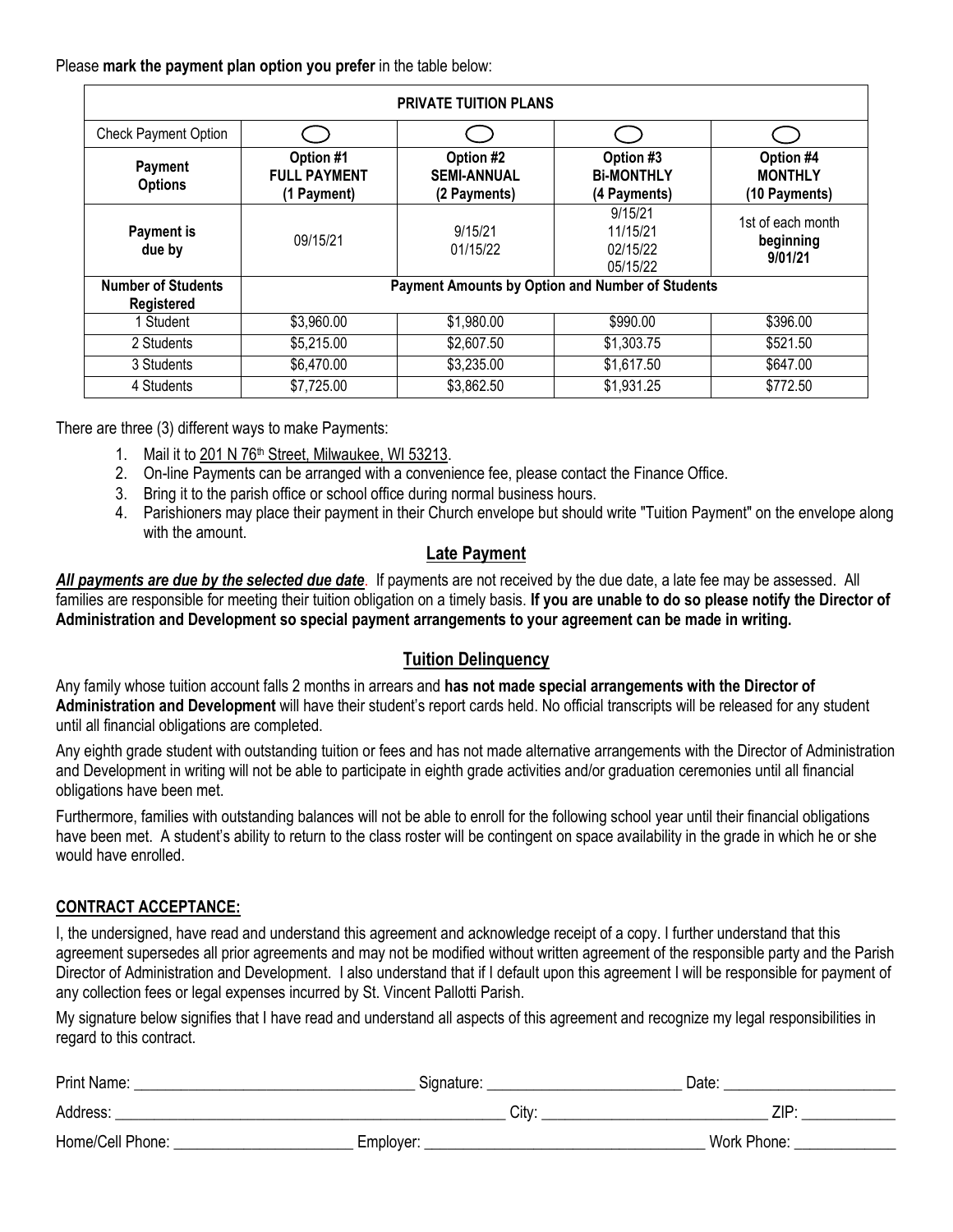Please **mark the payment plan option you prefer** in the table below:

| PRIVATE TUITION PLANS | | | | |
|---|---|---|---|---|
| Check Payment Option | ◯ | ◯ | ◯ | ◯ |
| **Payment Options** | **Option #1 FULL PAYMENT (1 Payment)** | **Option #2 SEMI-ANNUAL (2 Payments)** | **Option #3 Bi-MONTHLY (4 Payments)** | **Option #4 MONTHLY (10 Payments)** |
| **Payment is due by** | 09/15/21 | 9/15/21 01/15/22 | 9/15/21 11/15/21 02/15/22 05/15/22 | 1st of each month **beginning 9/01/21** |
| **Number of Students Registered** | **Payment Amounts by Option and Number of Students** | | | |
| 1 Student | $3,960.00 | $1,980.00 | $990.00 | $396.00 |
| 2 Students | $5,215.00 | $2,607.50 | $1,303.75 | $521.50 |
| 3 Students | $6,470.00 | $3,235.00 | $1,617.50 | $647.00 |
| 4 Students | $7,725.00 | $3,862.50 | $1,931.25 | $772.50 |

There are three (3) different ways to make Payments:

1. Mail it to 201 N 76th Street, Milwaukee, WI 53213.
2. On-line Payments can be arranged with a convenience fee, please contact the Finance Office.
3. Bring it to the parish office or school office during normal business hours.
4. Parishioners may place their payment in their Church envelope but should write "Tuition Payment" on the envelope along with the amount.

## Late Payment

***All payments are due by the selected due date***. If payments are not received by the due date, a late fee may be assessed. All families are responsible for meeting their tuition obligation on a timely basis. **If you are unable to do so please notify the Director of Administration and Development so special payment arrangements to your agreement can be made in writing.**

## Tuition Delinquency

Any family whose tuition account falls 2 months in arrears and **has not made special arrangements with the Director of Administration and Development** will have their student's report cards held. No official transcripts will be released for any student until all financial obligations are completed.

Any eighth grade student with outstanding tuition or fees and has not made alternative arrangements with the Director of Administration and Development in writing will not be able to participate in eighth grade activities and/or graduation ceremonies until all financial obligations have been met.

Furthermore, families with outstanding balances will not be able to enroll for the following school year until their financial obligations have been met. A student's ability to return to the class roster will be contingent on space availability in the grade in which he or she would have enrolled.

**CONTRACT ACCEPTANCE:**

I, the undersigned, have read and understand this agreement and acknowledge receipt of a copy. I further understand that this agreement supersedes all prior agreements and may not be modified without written agreement of the responsible party and the Parish Director of Administration and Development. I also understand that if I default upon this agreement I will be responsible for payment of any collection fees or legal expenses incurred by St. Vincent Pallotti Parish.

My signature below signifies that I have read and understand all aspects of this agreement and recognize my legal responsibilities in regard to this contract.

Print Name: ___________________________________ Signature: _________________________ Date: ______________________

Address: ____________________________________________________ City: _____________________________ ZIP: ____________

Home/Cell Phone: _______________________ Employer: ____________________________________ Work Phone: _____________